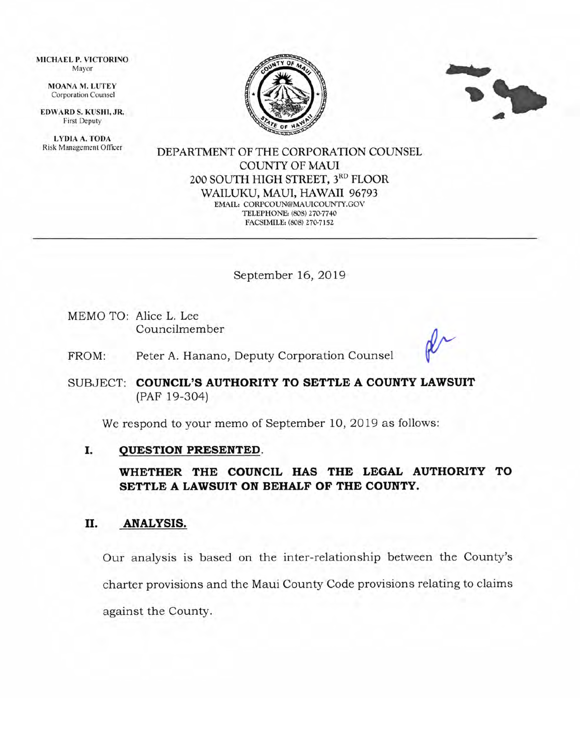MICHAEL P. VICTORINO
Mayor

MOANA M. LUTEY
Corporation Counsel

EDWARD S. KUSHI, JR.
First Deputy

LYDIA A. TODA
Risk Management Officer

DEPARTMENT OF THE CORPORATION COUNSEL
COUNTY OF MAUI
200 SOUTH HIGH STREET, 3RD FLOOR
WAILUKU, MAUI, HAWAII 96793
EMAIL: CORPCOUN@MAUICOUNTY.GOV
TELEPHONE: (808) 270-7740
FACSIMILE: (808) 270-7152

---

September 16, 2019

MEMO TO: Alice L. Lee
Councilmember

FROM: Peter A. Hanano, Deputy Corporation Counsel

SUBJECT: **COUNCIL'S AUTHORITY TO SETTLE A COUNTY LAWSUIT** (PAF 19-304)

We respond to your memo of September 10, 2019 as follows:

## I. QUESTION PRESENTED.

**WHETHER THE COUNCIL HAS THE LEGAL AUTHORITY TO SETTLE A LAWSUIT ON BEHALF OF THE COUNTY.**

## II. ANALYSIS.

Our analysis is based on the inter-relationship between the County's charter provisions and the Maui County Code provisions relating to claims against the County.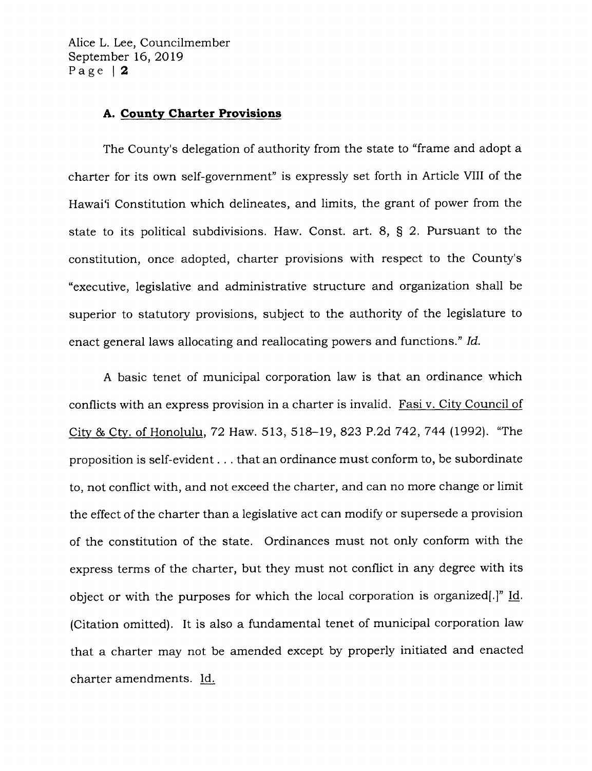### A. **County Charter Provisions**

The County's delegation of authority from the state to "frame and adopt a charter for its own self-government" is expressly set forth in Article VIII of the Hawai'i Constitution which delineates, and limits, the grant of power from the state to its political subdivisions. Haw. Const. art. 8, § 2. Pursuant to the constitution, once adopted, charter provisions with respect to the County's "executive, legislative and administrative structure and organization shall be superior to statutory provisions, subject to the authority of the legislature to enact general laws allocating and reallocating powers and functions." *Id.*

A basic tenet of municipal corporation law is that an ordinance which conflicts with an express provision in a charter is invalid. Fasi v. City Council of City & Cty. of Honolulu, 72 Haw. 513, 518–19, 823 P.2d 742, 744 (1992). "The proposition is self-evident . . . that an ordinance must conform to, be subordinate to, not conflict with, and not exceed the charter, and can no more change or limit the effect of the charter than a legislative act can modify or supersede a provision of the constitution of the state. Ordinances must not only conform with the express terms of the charter, but they must not conflict in any degree with its object or with the purposes for which the local corporation is organized[.]" Id. (Citation omitted). It is also a fundamental tenet of municipal corporation law that a charter may not be amended except by properly initiated and enacted charter amendments. Id.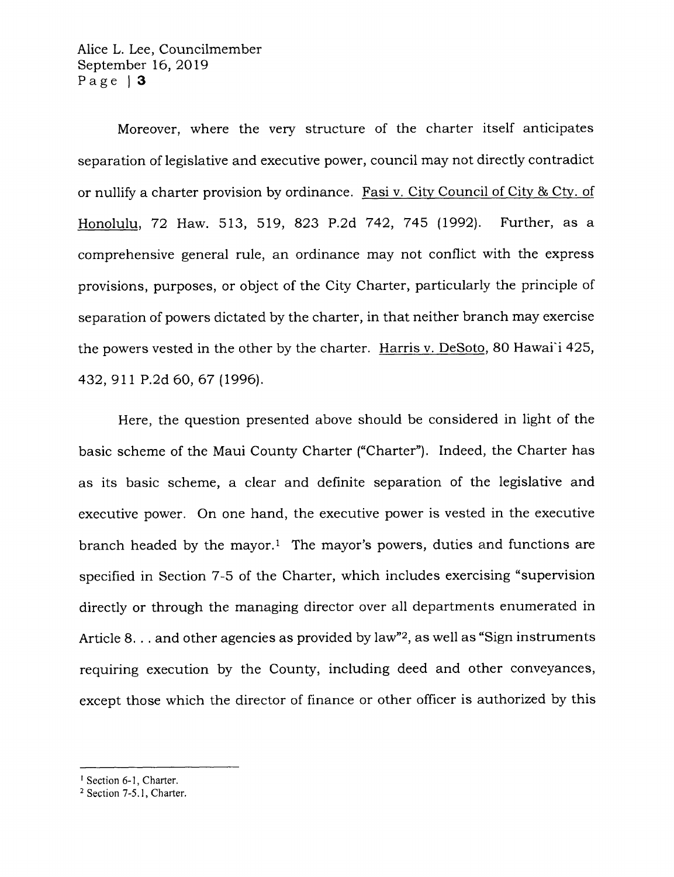Moreover, where the very structure of the charter itself anticipates separation of legislative and executive power, council may not directly contradict or nullify a charter provision by ordinance. Fasi v. City Council of City & Cty. of Honolulu, 72 Haw. 513, 519, 823 P.2d 742, 745 (1992). Further, as a comprehensive general rule, an ordinance may not conflict with the express provisions, purposes, or object of the City Charter, particularly the principle of separation of powers dictated by the charter, in that neither branch may exercise the powers vested in the other by the charter. Harris v. DeSoto, 80 Hawai`i 425, 432, 911 P.2d 60, 67 (1996).

Here, the question presented above should be considered in light of the basic scheme of the Maui County Charter ("Charter"). Indeed, the Charter has as its basic scheme, a clear and definite separation of the legislative and executive power. On one hand, the executive power is vested in the executive branch headed by the mayor.[1] The mayor's powers, duties and functions are specified in Section 7-5 of the Charter, which includes exercising "supervision directly or through the managing director over all departments enumerated in Article 8. . . and other agencies as provided by law"[2], as well as "Sign instruments requiring execution by the County, including deed and other conveyances, except those which the director of finance or other officer is authorized by this

---

[1] Section 6-1, Charter.

[2] Section 7-5.1, Charter.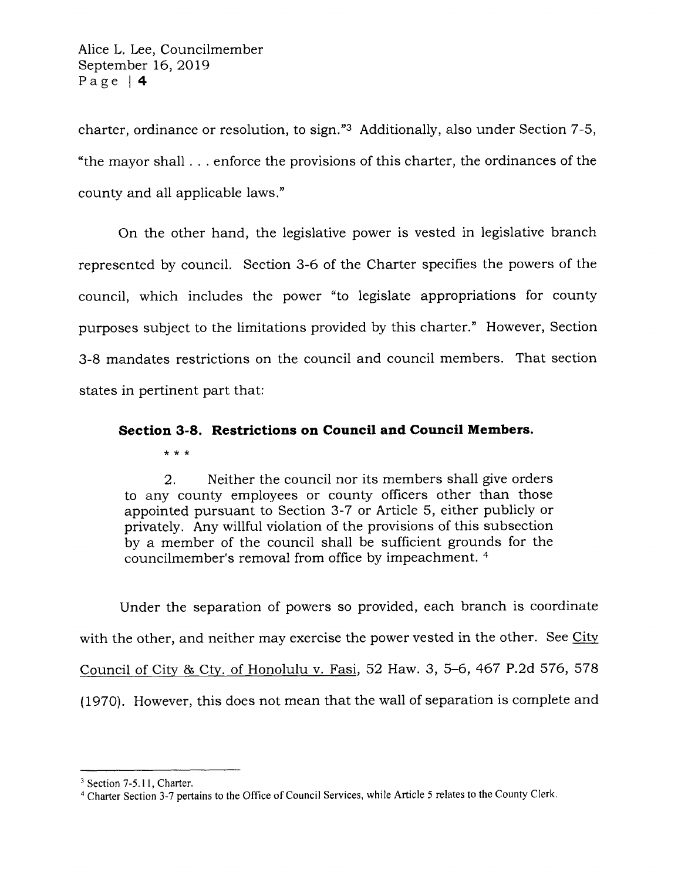charter, ordinance or resolution, to sign."[3] Additionally, also under Section 7-5, "the mayor shall . . . enforce the provisions of this charter, the ordinances of the county and all applicable laws."

On the other hand, the legislative power is vested in legislative branch represented by council. Section 3-6 of the Charter specifies the powers of the council, which includes the power "to legislate appropriations for county purposes subject to the limitations provided by this charter." However, Section 3-8 mandates restrictions on the council and council members. That section states in pertinent part that:

> **Section 3-8. Restrictions on Council and Council Members.**
>
> \* \* \*
>
> 2. Neither the council nor its members shall give orders to any county employees or county officers other than those appointed pursuant to Section 3-7 or Article 5, either publicly or privately. Any willful violation of the provisions of this subsection by a member of the council shall be sufficient grounds for the councilmember's removal from office by impeachment. [4]

Under the separation of powers so provided, each branch is coordinate with the other, and neither may exercise the power vested in the other. See City Council of City & Cty. of Honolulu v. Fasi, 52 Haw. 3, 5–6, 467 P.2d 576, 578 (1970). However, this does not mean that the wall of separation is complete and

---

[3] Section 7-5.11, Charter.

[4] Charter Section 3-7 pertains to the Office of Council Services, while Article 5 relates to the County Clerk.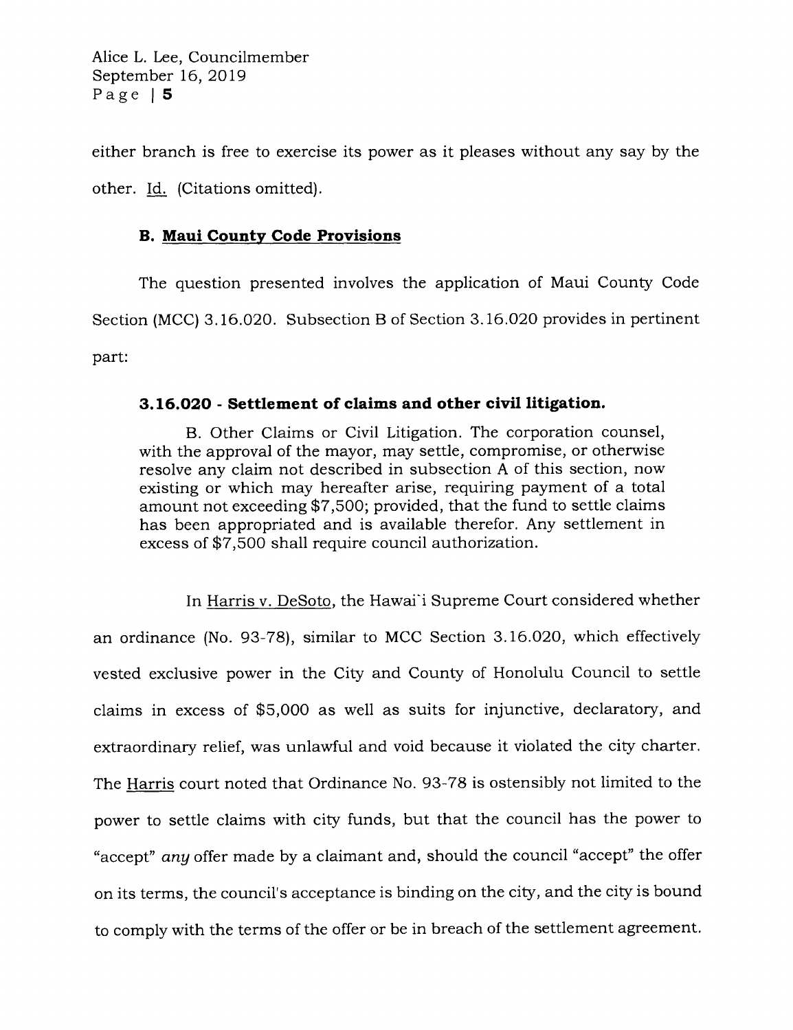either branch is free to exercise its power as it pleases without any say by the other. Id. (Citations omitted).

### B. Maui County Code Provisions

The question presented involves the application of Maui County Code Section (MCC) 3.16.020. Subsection B of Section 3.16.020 provides in pertinent part:

> **3.16.020 - Settlement of claims and other civil litigation.**
>
> B. Other Claims or Civil Litigation. The corporation counsel, with the approval of the mayor, may settle, compromise, or otherwise resolve any claim not described in subsection A of this section, now existing or which may hereafter arise, requiring payment of a total amount not exceeding $7,500; provided, that the fund to settle claims has been appropriated and is available therefor. Any settlement in excess of $7,500 shall require council authorization.

In Harris v. DeSoto, the Hawai`i Supreme Court considered whether an ordinance (No. 93-78), similar to MCC Section 3.16.020, which effectively vested exclusive power in the City and County of Honolulu Council to settle claims in excess of $5,000 as well as suits for injunctive, declaratory, and extraordinary relief, was unlawful and void because it violated the city charter. The Harris court noted that Ordinance No. 93-78 is ostensibly not limited to the power to settle claims with city funds, but that the council has the power to "accept" *any* offer made by a claimant and, should the council "accept" the offer on its terms, the council's acceptance is binding on the city, and the city is bound to comply with the terms of the offer or be in breach of the settlement agreement.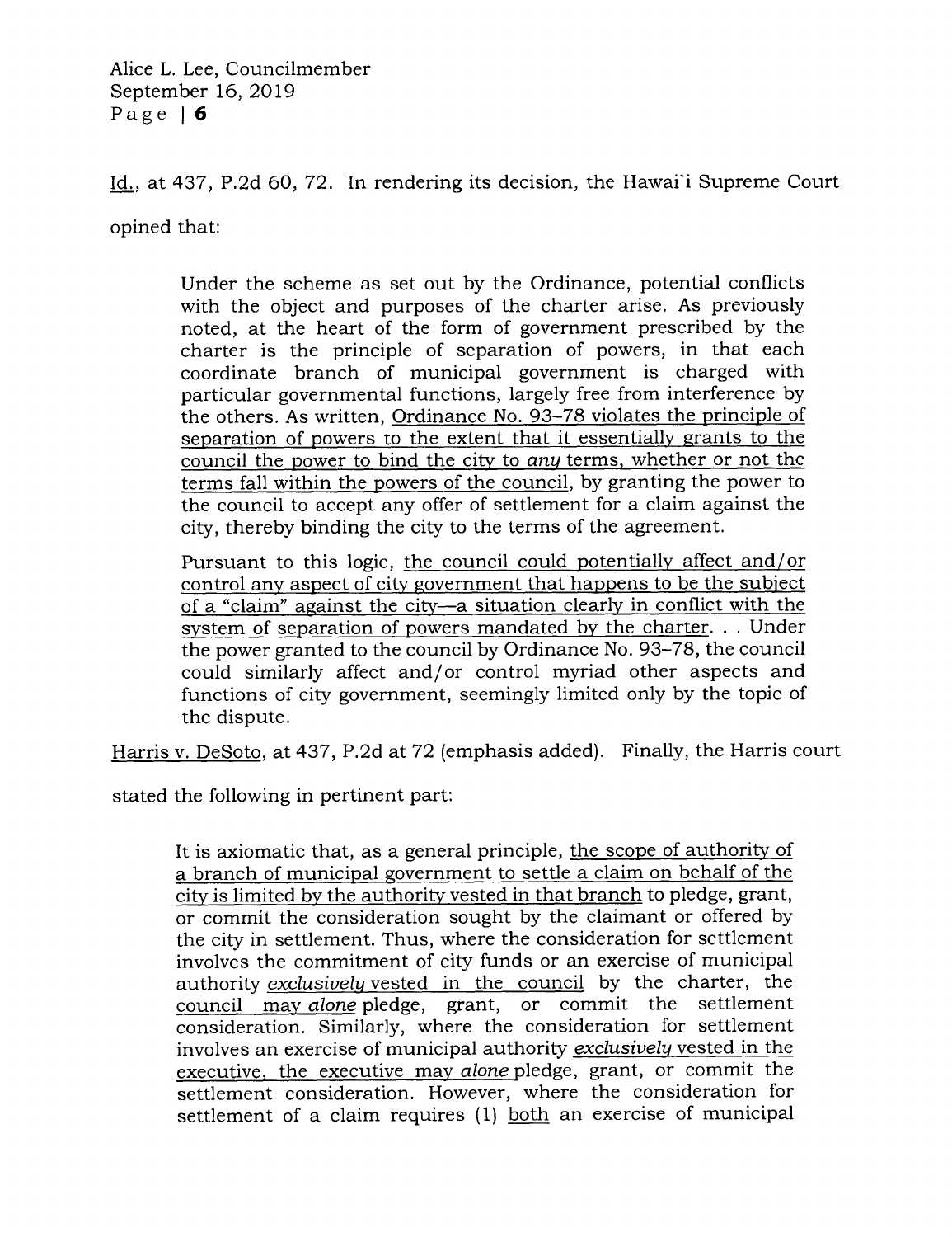Id., at 437, P.2d 60, 72. In rendering its decision, the Hawai'i Supreme Court opined that:

> Under the scheme as set out by the Ordinance, potential conflicts with the object and purposes of the charter arise. As previously noted, at the heart of the form of government prescribed by the charter is the principle of separation of powers, in that each coordinate branch of municipal government is charged with particular governmental functions, largely free from interference by the others. As written, Ordinance No. 93-78 violates the principle of separation of powers to the extent that it essentially grants to the council the power to bind the city to *any* terms, whether or not the terms fall within the powers of the council, by granting the power to the council to accept any offer of settlement for a claim against the city, thereby binding the city to the terms of the agreement.
>
> Pursuant to this logic, the council could potentially affect and/or control any aspect of city government that happens to be the subject of a "claim" against the city—a situation clearly in conflict with the system of separation of powers mandated by the charter. . . Under the power granted to the council by Ordinance No. 93-78, the council could similarly affect and/or control myriad other aspects and functions of city government, seemingly limited only by the topic of the dispute.

Harris v. DeSoto, at 437, P.2d at 72 (emphasis added). Finally, the Harris court stated the following in pertinent part:

> It is axiomatic that, as a general principle, the scope of authority of a branch of municipal government to settle a claim on behalf of the city is limited by the authority vested in that branch to pledge, grant, or commit the consideration sought by the claimant or offered by the city in settlement. Thus, where the consideration for settlement involves the commitment of city funds or an exercise of municipal authority *exclusively* vested in the council by the charter, the council may *alone* pledge, grant, or commit the settlement consideration. Similarly, where the consideration for settlement involves an exercise of municipal authority *exclusively* vested in the executive, the executive may *alone* pledge, grant, or commit the settlement consideration. However, where the consideration for settlement of a claim requires (1) both an exercise of municipal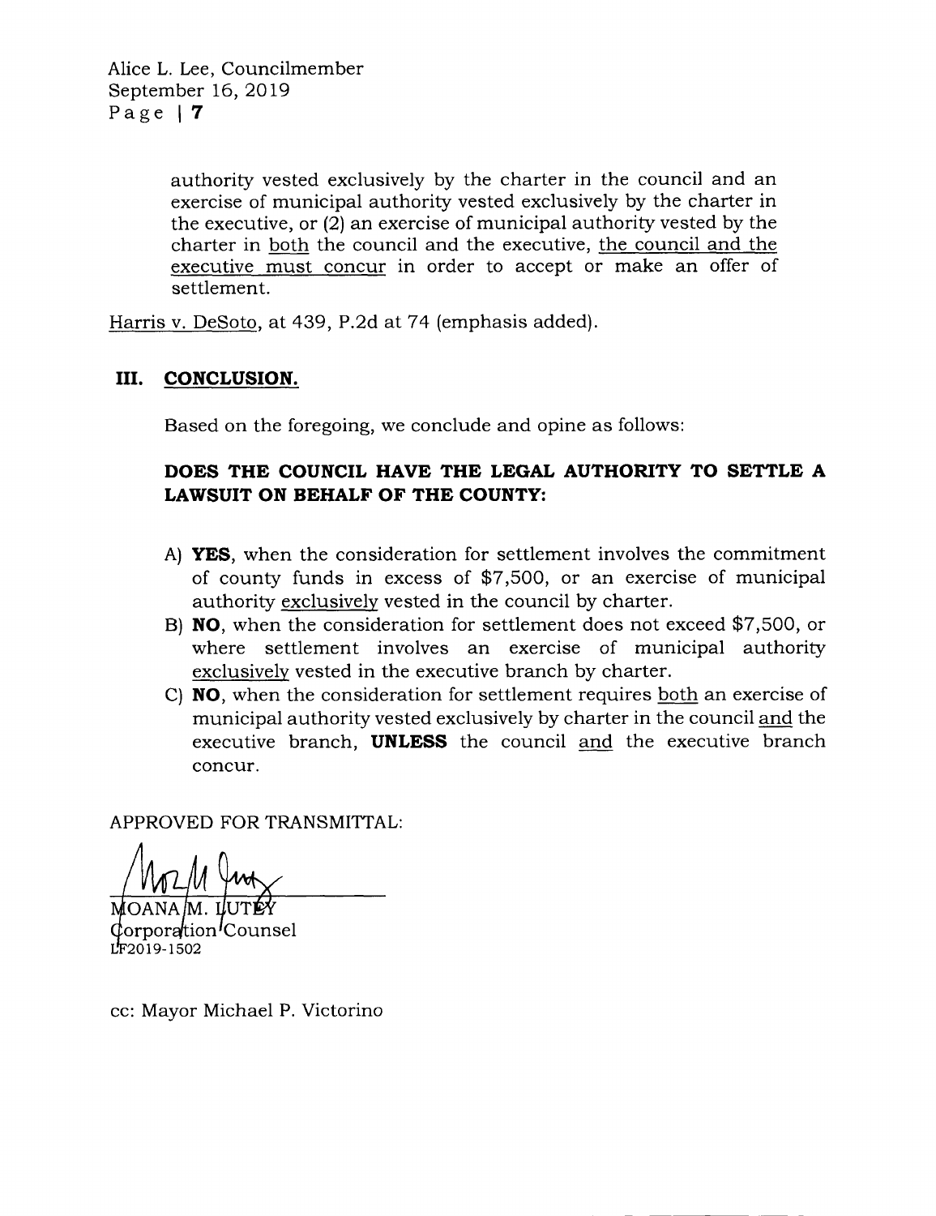authority vested exclusively by the charter in the council and an exercise of municipal authority vested exclusively by the charter in the executive, or (2) an exercise of municipal authority vested by the charter in both the council and the executive, the council and the executive must concur in order to accept or make an offer of settlement.

Harris v. DeSoto, at 439, P.2d at 74 (emphasis added).

## III. CONCLUSION.

Based on the foregoing, we conclude and opine as follows:

### DOES THE COUNCIL HAVE THE LEGAL AUTHORITY TO SETTLE A LAWSUIT ON BEHALF OF THE COUNTY:

A) **YES**, when the consideration for settlement involves the commitment of county funds in excess of $7,500, or an exercise of municipal authority exclusively vested in the council by charter.

B) **NO**, when the consideration for settlement does not exceed $7,500, or where settlement involves an exercise of municipal authority exclusively vested in the executive branch by charter.

C) **NO**, when the consideration for settlement requires both an exercise of municipal authority vested exclusively by charter in the council and the executive branch, **UNLESS** the council and the executive branch concur.

APPROVED FOR TRANSMITTAL:

MOANA M. LUTEY
Corporation Counsel
LF2019-1502

cc: Mayor Michael P. Victorino